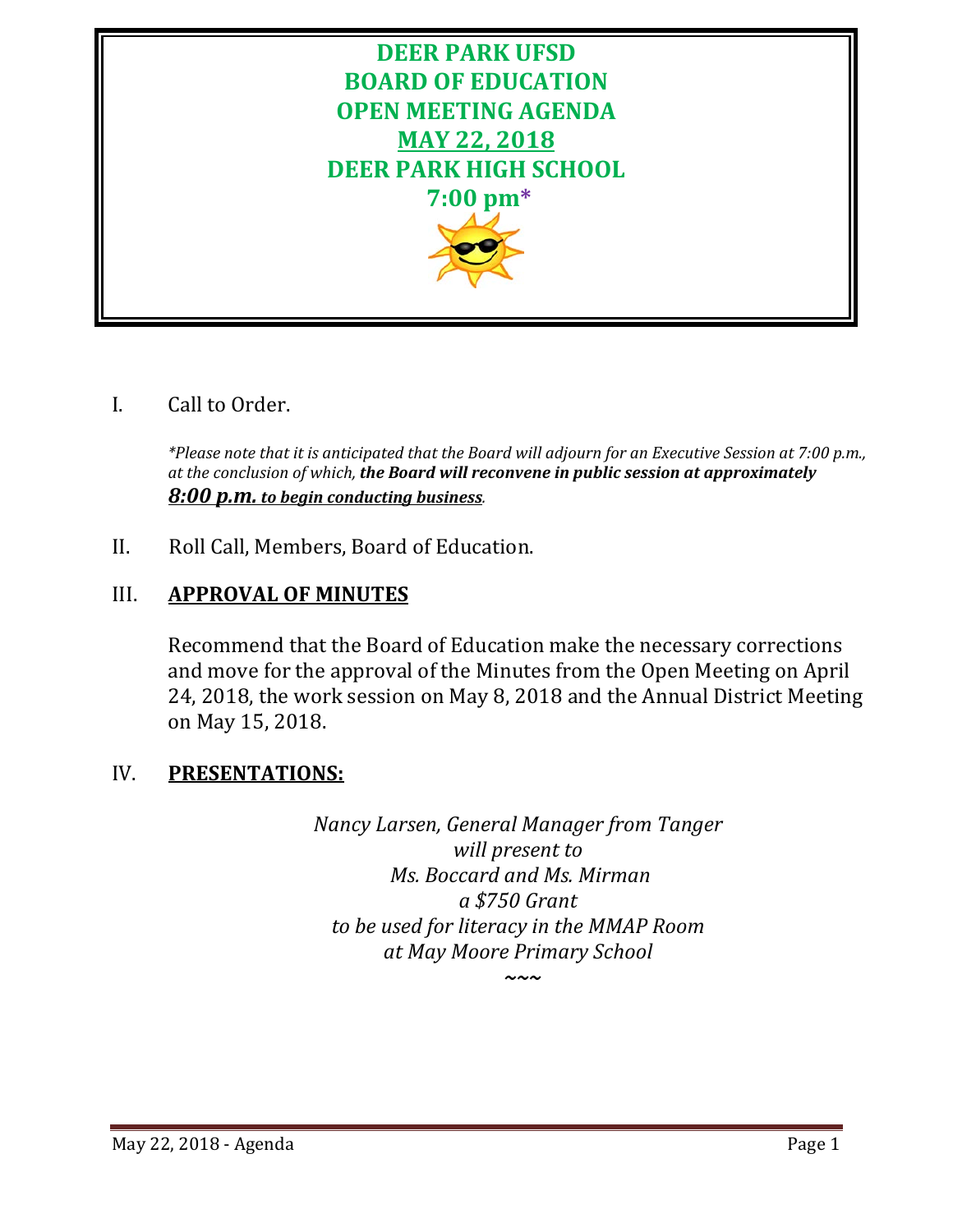# DEER PARK UFSD
# BOARD OF EDUCATION
# OPEN MEETING AGENDA
# MAY 22, 2018
# DEER PARK HIGH SCHOOL
# 7:00 pm*

I. Call to Order.

*\*Please note that it is anticipated that the Board will adjourn for an Executive Session at 7:00 p.m., at the conclusion of which,* ***the Board will reconvene in public session at approximately*** ***8:00 p.m. to begin conducting business****.*

II. Roll Call, Members, Board of Education.

## III. APPROVAL OF MINUTES

Recommend that the Board of Education make the necessary corrections and move for the approval of the Minutes from the Open Meeting on April 24, 2018, the work session on May 8, 2018 and the Annual District Meeting on May 15, 2018.

## IV. PRESENTATIONS:

*Nancy Larsen, General Manager from Tanger*
*will present to*
*Ms. Boccard and Ms. Mirman*
*a $750 Grant*
*to be used for literacy in the MMAP Room*
*at May Moore Primary School*

~~~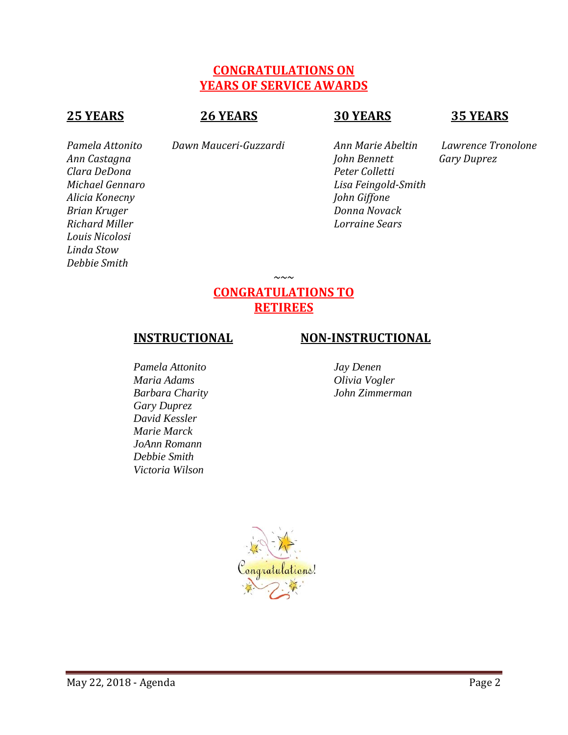## CONGRATULATIONS ON YEARS OF SERVICE AWARDS

### 25 YEARS

*Pamela Attonito*
*Ann Castagna*
*Clara DeDona*
*Michael Gennaro*
*Alicia Konecny*
*Brian Kruger*
*Richard Miller*
*Louis Nicolosi*
*Linda Stow*
*Debbie Smith*

### 26 YEARS

*Dawn Mauceri-Guzzardi*

### 30 YEARS

*Ann Marie Abeltin*
*John Bennett*
*Peter Colletti*
*Lisa Feingold-Smith*
*John Giffone*
*Donna Novack*
*Lorraine Sears*

### 35 YEARS

*Lawrence Tronolone*
*Gary Duprez*

~~~

## CONGRATULATIONS TO RETIREES

### INSTRUCTIONAL

*Pamela Attonito*
*Maria Adams*
*Barbara Charity*
*Gary Duprez*
*David Kessler*
*Marie Marck*
*JoAnn Romann*
*Debbie Smith*
*Victoria Wilson*

### NON-INSTRUCTIONAL

*Jay Denen*
*Olivia Vogler*
*John Zimmerman*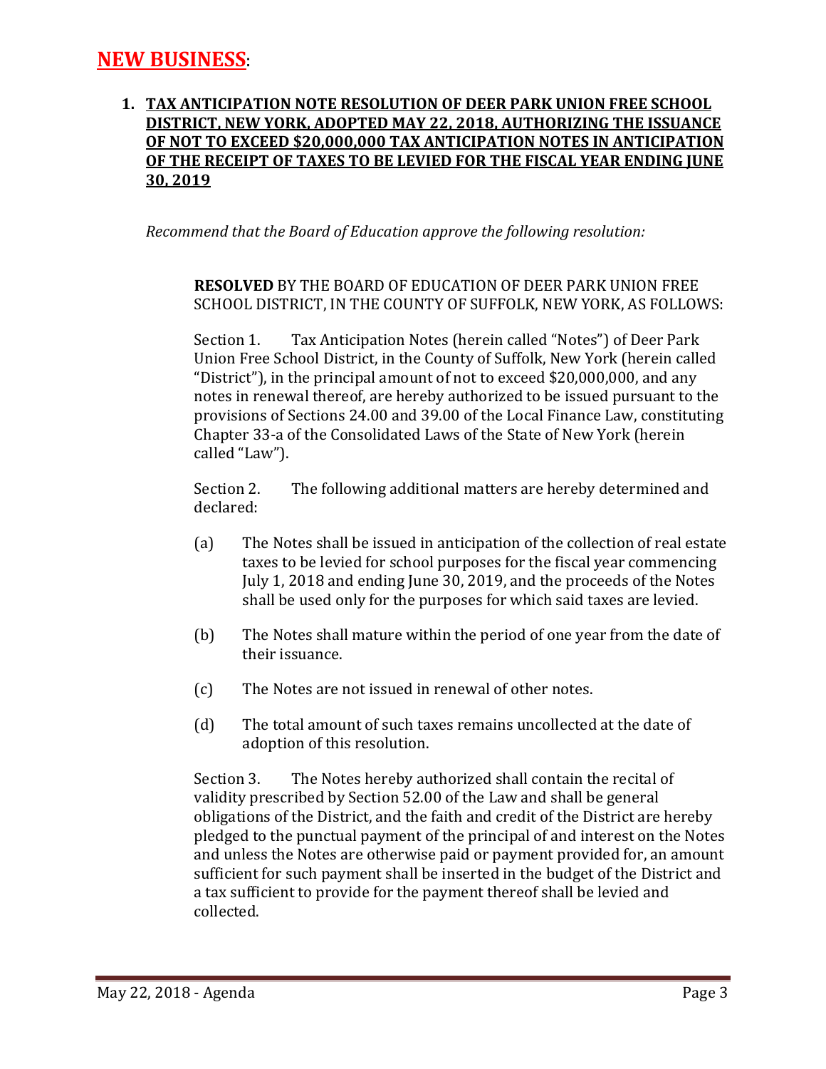## NEW BUSINESS:

1. **TAX ANTICIPATION NOTE RESOLUTION OF DEER PARK UNION FREE SCHOOL DISTRICT, NEW YORK, ADOPTED MAY 22, 2018, AUTHORIZING THE ISSUANCE OF NOT TO EXCEED $20,000,000 TAX ANTICIPATION NOTES IN ANTICIPATION OF THE RECEIPT OF TAXES TO BE LEVIED FOR THE FISCAL YEAR ENDING JUNE 30, 2019**

   *Recommend that the Board of Education approve the following resolution:*

   **RESOLVED** BY THE BOARD OF EDUCATION OF DEER PARK UNION FREE SCHOOL DISTRICT, IN THE COUNTY OF SUFFOLK, NEW YORK, AS FOLLOWS:

   Section 1. Tax Anticipation Notes (herein called "Notes") of Deer Park Union Free School District, in the County of Suffolk, New York (herein called "District"), in the principal amount of not to exceed $20,000,000, and any notes in renewal thereof, are hereby authorized to be issued pursuant to the provisions of Sections 24.00 and 39.00 of the Local Finance Law, constituting Chapter 33-a of the Consolidated Laws of the State of New York (herein called "Law").

   Section 2. The following additional matters are hereby determined and declared:

   (a) The Notes shall be issued in anticipation of the collection of real estate taxes to be levied for school purposes for the fiscal year commencing July 1, 2018 and ending June 30, 2019, and the proceeds of the Notes shall be used only for the purposes for which said taxes are levied.

   (b) The Notes shall mature within the period of one year from the date of their issuance.

   (c) The Notes are not issued in renewal of other notes.

   (d) The total amount of such taxes remains uncollected at the date of adoption of this resolution.

   Section 3. The Notes hereby authorized shall contain the recital of validity prescribed by Section 52.00 of the Law and shall be general obligations of the District, and the faith and credit of the District are hereby pledged to the punctual payment of the principal of and interest on the Notes and unless the Notes are otherwise paid or payment provided for, an amount sufficient for such payment shall be inserted in the budget of the District and a tax sufficient to provide for the payment thereof shall be levied and collected.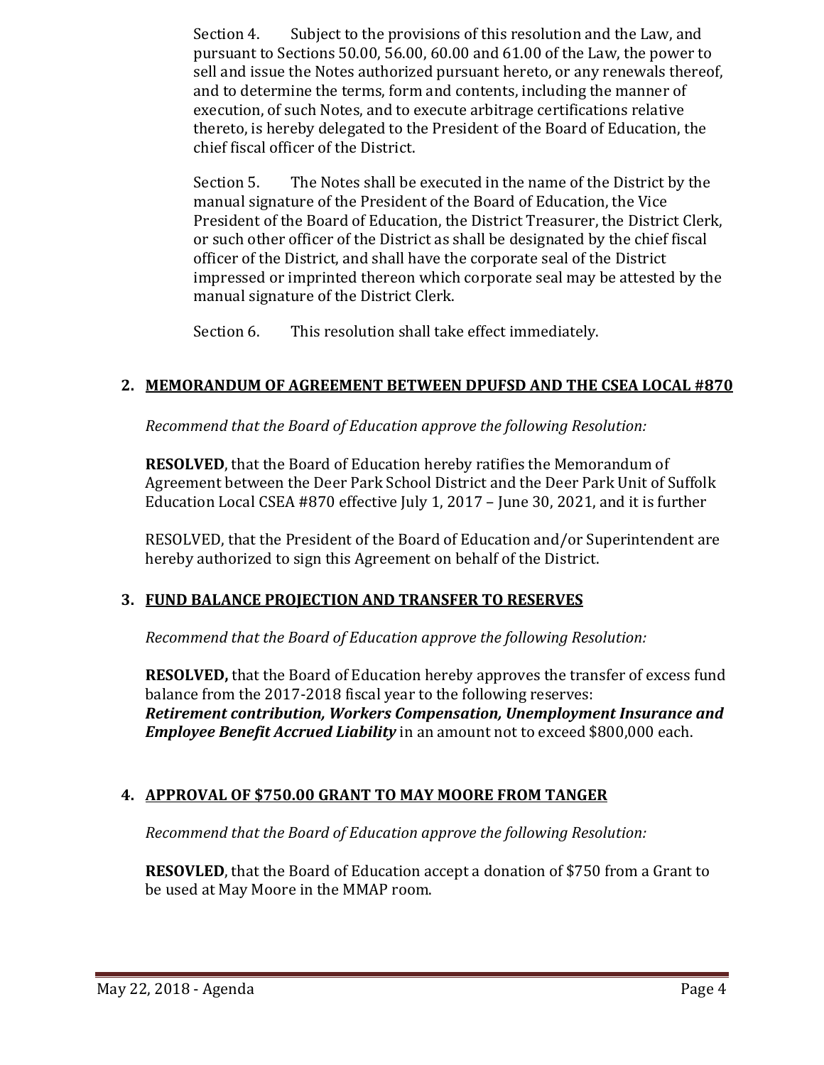Section 4. Subject to the provisions of this resolution and the Law, and pursuant to Sections 50.00, 56.00, 60.00 and 61.00 of the Law, the power to sell and issue the Notes authorized pursuant hereto, or any renewals thereof, and to determine the terms, form and contents, including the manner of execution, of such Notes, and to execute arbitrage certifications relative thereto, is hereby delegated to the President of the Board of Education, the chief fiscal officer of the District.

Section 5. The Notes shall be executed in the name of the District by the manual signature of the President of the Board of Education, the Vice President of the Board of Education, the District Treasurer, the District Clerk, or such other officer of the District as shall be designated by the chief fiscal officer of the District, and shall have the corporate seal of the District impressed or imprinted thereon which corporate seal may be attested by the manual signature of the District Clerk.

Section 6. This resolution shall take effect immediately.

**2. MEMORANDUM OF AGREEMENT BETWEEN DPUFSD AND THE CSEA LOCAL #870**

*Recommend that the Board of Education approve the following Resolution:*

**RESOLVED**, that the Board of Education hereby ratifies the Memorandum of Agreement between the Deer Park School District and the Deer Park Unit of Suffolk Education Local CSEA #870 effective July 1, 2017 – June 30, 2021, and it is further

RESOLVED, that the President of the Board of Education and/or Superintendent are hereby authorized to sign this Agreement on behalf of the District.

**3. FUND BALANCE PROJECTION AND TRANSFER TO RESERVES**

*Recommend that the Board of Education approve the following Resolution:*

**RESOLVED,** that the Board of Education hereby approves the transfer of excess fund balance from the 2017-2018 fiscal year to the following reserves: ***Retirement contribution, Workers Compensation, Unemployment Insurance and Employee Benefit Accrued Liability*** in an amount not to exceed $800,000 each.

**4. APPROVAL OF $750.00 GRANT TO MAY MOORE FROM TANGER**

*Recommend that the Board of Education approve the following Resolution:*

**RESOVLED**, that the Board of Education accept a donation of $750 from a Grant to be used at May Moore in the MMAP room.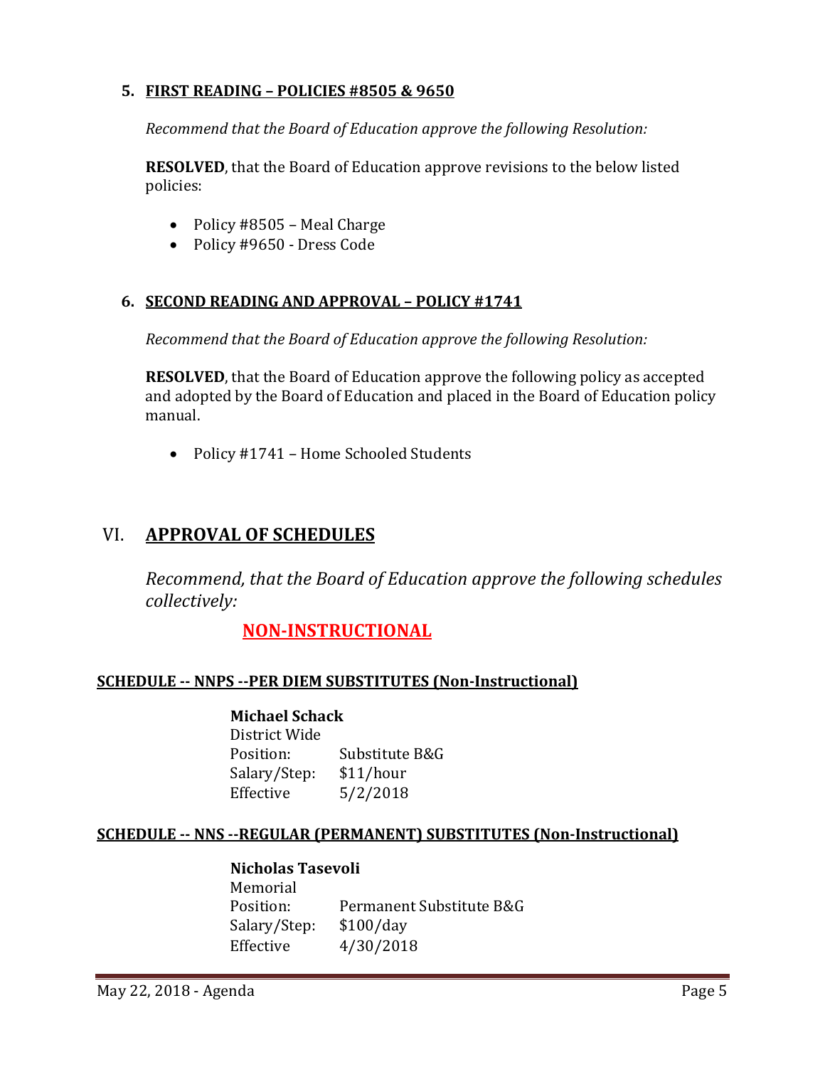### 5. FIRST READING – POLICIES #8505 & 9650

*Recommend that the Board of Education approve the following Resolution:*

**RESOLVED**, that the Board of Education approve revisions to the below listed policies:

- Policy #8505 – Meal Charge
- Policy #9650 - Dress Code

### 6. SECOND READING AND APPROVAL – POLICY #1741

*Recommend that the Board of Education approve the following Resolution:*

**RESOLVED**, that the Board of Education approve the following policy as accepted and adopted by the Board of Education and placed in the Board of Education policy manual.

- Policy #1741 – Home Schooled Students

## VI. APPROVAL OF SCHEDULES

*Recommend, that the Board of Education approve the following schedules collectively:*

### NON-INSTRUCTIONAL

#### SCHEDULE -- NNPS --PER DIEM SUBSTITUTES (Non-Instructional)

**Michael Schack**
District Wide
Position: Substitute B&G
Salary/Step: $11/hour
Effective 5/2/2018

#### SCHEDULE -- NNS --REGULAR (PERMANENT) SUBSTITUTES (Non-Instructional)

**Nicholas Tasevoli**
Memorial
Position: Permanent Substitute B&G
Salary/Step: $100/day
Effective 4/30/2018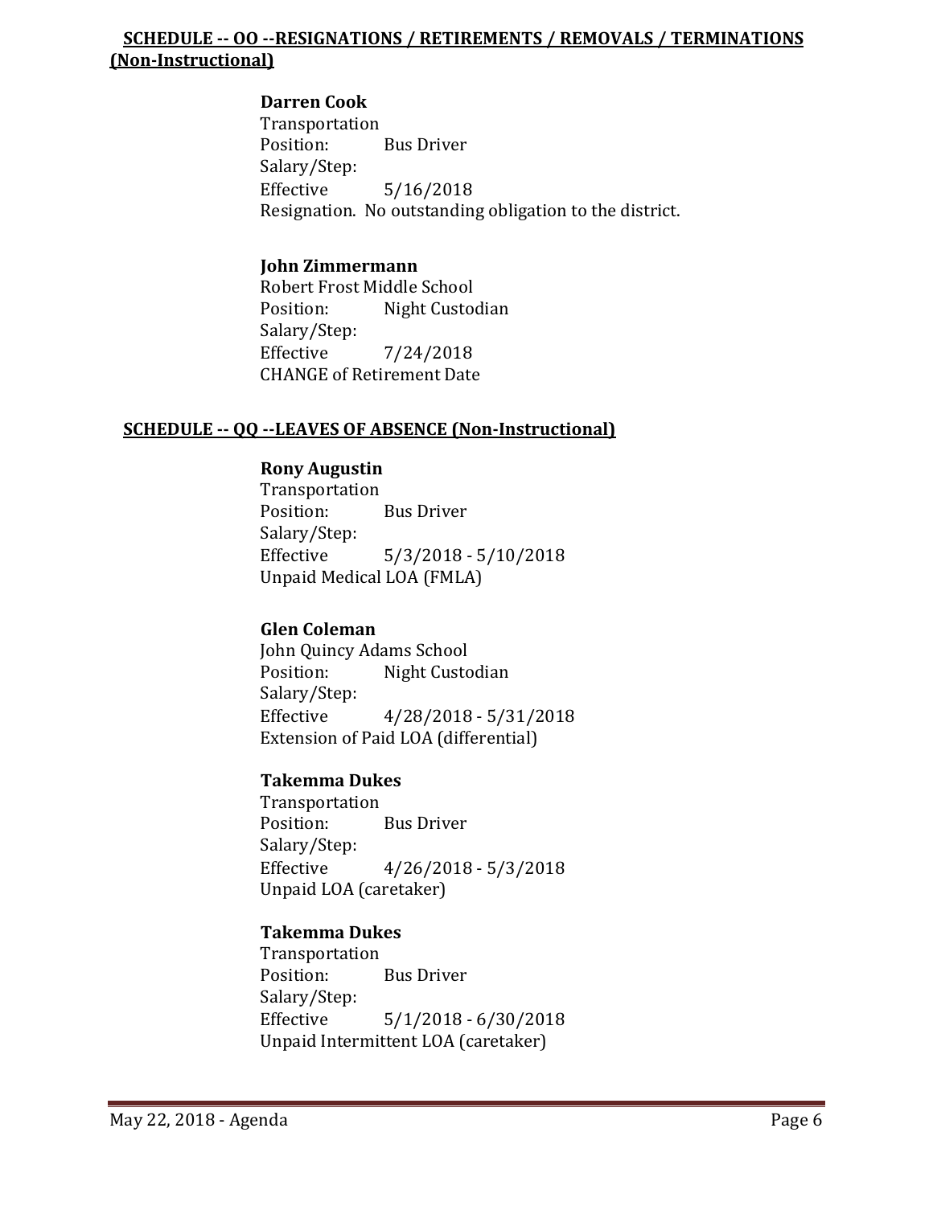## SCHEDULE -- OO --RESIGNATIONS / RETIREMENTS / REMOVALS / TERMINATIONS (Non-Instructional)

**Darren Cook**
Transportation
Position: Bus Driver
Salary/Step:
Effective 5/16/2018
Resignation. No outstanding obligation to the district.

**John Zimmermann**
Robert Frost Middle School
Position: Night Custodian
Salary/Step:
Effective 7/24/2018
CHANGE of Retirement Date

## SCHEDULE -- QQ --LEAVES OF ABSENCE (Non-Instructional)

**Rony Augustin**
Transportation
Position: Bus Driver
Salary/Step:
Effective 5/3/2018 - 5/10/2018
Unpaid Medical LOA (FMLA)

**Glen Coleman**
John Quincy Adams School
Position: Night Custodian
Salary/Step:
Effective 4/28/2018 - 5/31/2018
Extension of Paid LOA (differential)

**Takemma Dukes**
Transportation
Position: Bus Driver
Salary/Step:
Effective 4/26/2018 - 5/3/2018
Unpaid LOA (caretaker)

**Takemma Dukes**
Transportation
Position: Bus Driver
Salary/Step:
Effective 5/1/2018 - 6/30/2018
Unpaid Intermittent LOA (caretaker)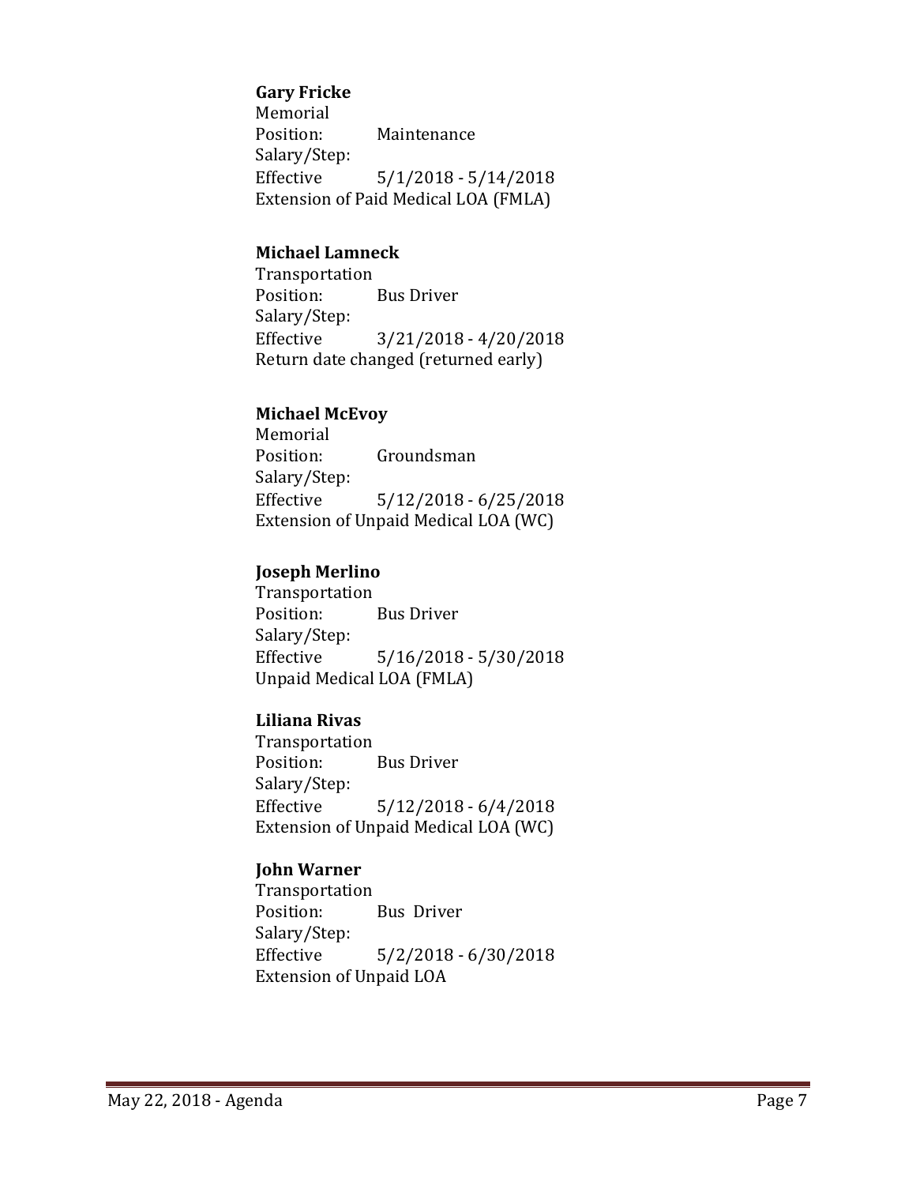**Gary Fricke**
Memorial
Position: Maintenance
Salary/Step:
Effective 5/1/2018 - 5/14/2018
Extension of Paid Medical LOA (FMLA)

**Michael Lamneck**
Transportation
Position: Bus Driver
Salary/Step:
Effective 3/21/2018 - 4/20/2018
Return date changed (returned early)

**Michael McEvoy**
Memorial
Position: Groundsman
Salary/Step:
Effective 5/12/2018 - 6/25/2018
Extension of Unpaid Medical LOA (WC)

**Joseph Merlino**
Transportation
Position: Bus Driver
Salary/Step:
Effective 5/16/2018 - 5/30/2018
Unpaid Medical LOA (FMLA)

**Liliana Rivas**
Transportation
Position: Bus Driver
Salary/Step:
Effective 5/12/2018 - 6/4/2018
Extension of Unpaid Medical LOA (WC)

**John Warner**
Transportation
Position: Bus Driver
Salary/Step:
Effective 5/2/2018 - 6/30/2018
Extension of Unpaid LOA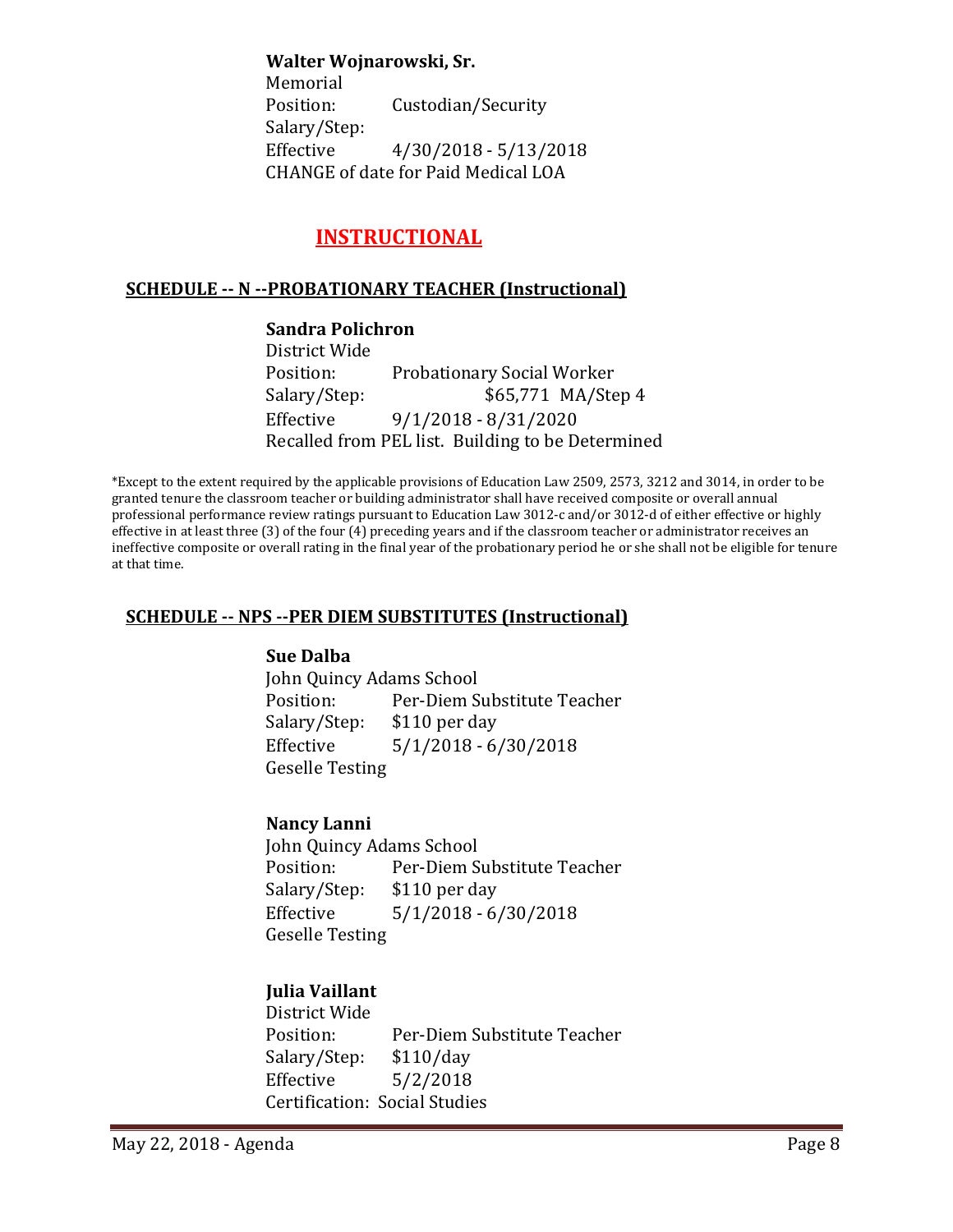**Walter Wojnarowski, Sr.**
Memorial
Position: Custodian/Security
Salary/Step:
Effective 4/30/2018 - 5/13/2018
CHANGE of date for Paid Medical LOA

## INSTRUCTIONAL

### SCHEDULE -- N --PROBATIONARY TEACHER (Instructional)

**Sandra Polichron**
District Wide
Position: Probationary Social Worker
Salary/Step: $65,771 MA/Step 4
Effective 9/1/2018 - 8/31/2020
Recalled from PEL list. Building to be Determined

*Except to the extent required by the applicable provisions of Education Law 2509, 2573, 3212 and 3014, in order to be granted tenure the classroom teacher or building administrator shall have received composite or overall annual professional performance review ratings pursuant to Education Law 3012-c and/or 3012-d of either effective or highly effective in at least three (3) of the four (4) preceding years and if the classroom teacher or administrator receives an ineffective composite or overall rating in the final year of the probationary period he or she shall not be eligible for tenure at that time.

### SCHEDULE -- NPS --PER DIEM SUBSTITUTES (Instructional)

**Sue Dalba**
John Quincy Adams School
Position: Per-Diem Substitute Teacher
Salary/Step: $110 per day
Effective 5/1/2018 - 6/30/2018
Geselle Testing

**Nancy Lanni**
John Quincy Adams School
Position: Per-Diem Substitute Teacher
Salary/Step: $110 per day
Effective 5/1/2018 - 6/30/2018
Geselle Testing

**Julia Vaillant**
District Wide
Position: Per-Diem Substitute Teacher
Salary/Step: $110/day
Effective 5/2/2018
Certification: Social Studies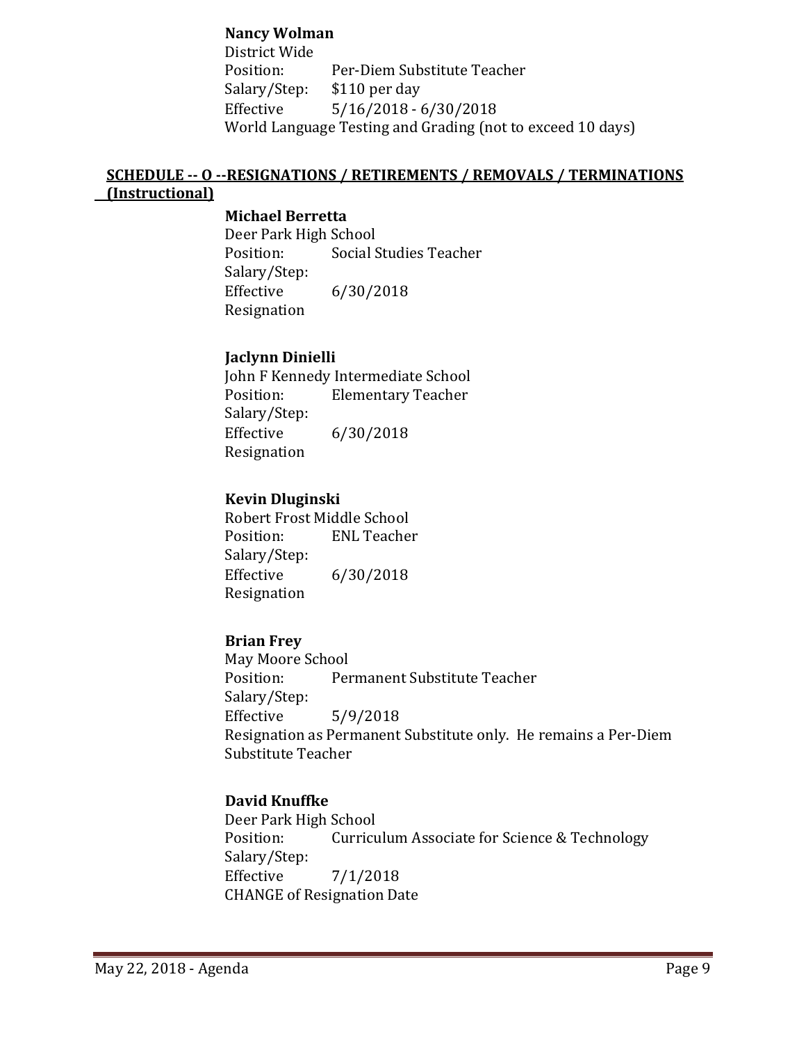**Nancy Wolman**
District Wide
Position: Per-Diem Substitute Teacher
Salary/Step: $110 per day
Effective 5/16/2018 - 6/30/2018
World Language Testing and Grading (not to exceed 10 days)

## SCHEDULE -- O --RESIGNATIONS / RETIREMENTS / REMOVALS / TERMINATIONS (Instructional)

**Michael Berretta**
Deer Park High School
Position: Social Studies Teacher
Salary/Step:
Effective 6/30/2018
Resignation

**Jaclynn Dinielli**
John F Kennedy Intermediate School
Position: Elementary Teacher
Salary/Step:
Effective 6/30/2018
Resignation

**Kevin Dluginski**
Robert Frost Middle School
Position: ENL Teacher
Salary/Step:
Effective 6/30/2018
Resignation

**Brian Frey**
May Moore School
Position: Permanent Substitute Teacher
Salary/Step:
Effective 5/9/2018
Resignation as Permanent Substitute only. He remains a Per-Diem Substitute Teacher

**David Knuffke**
Deer Park High School
Position: Curriculum Associate for Science & Technology
Salary/Step:
Effective 7/1/2018
CHANGE of Resignation Date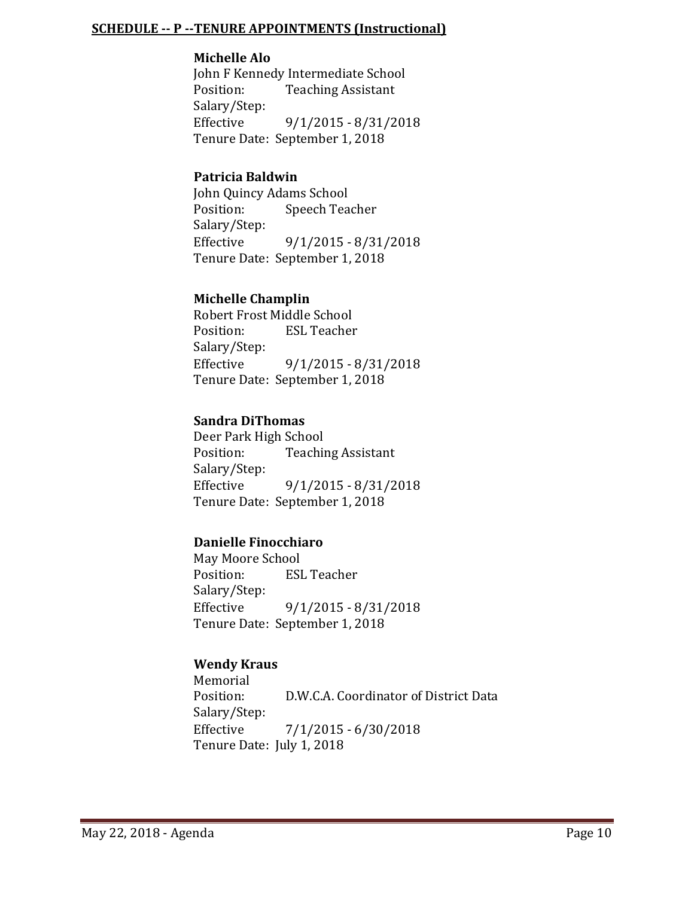**SCHEDULE -- P --TENURE APPOINTMENTS (Instructional)**

**Michelle Alo**
John F Kennedy Intermediate School
Position: Teaching Assistant
Salary/Step:
Effective 9/1/2015 - 8/31/2018
Tenure Date: September 1, 2018

**Patricia Baldwin**
John Quincy Adams School
Position: Speech Teacher
Salary/Step:
Effective 9/1/2015 - 8/31/2018
Tenure Date: September 1, 2018

**Michelle Champlin**
Robert Frost Middle School
Position: ESL Teacher
Salary/Step:
Effective 9/1/2015 - 8/31/2018
Tenure Date: September 1, 2018

**Sandra DiThomas**
Deer Park High School
Position: Teaching Assistant
Salary/Step:
Effective 9/1/2015 - 8/31/2018
Tenure Date: September 1, 2018

**Danielle Finocchiaro**
May Moore School
Position: ESL Teacher
Salary/Step:
Effective 9/1/2015 - 8/31/2018
Tenure Date: September 1, 2018

**Wendy Kraus**
Memorial
Position: D.W.C.A. Coordinator of District Data
Salary/Step:
Effective 7/1/2015 - 6/30/2018
Tenure Date: July 1, 2018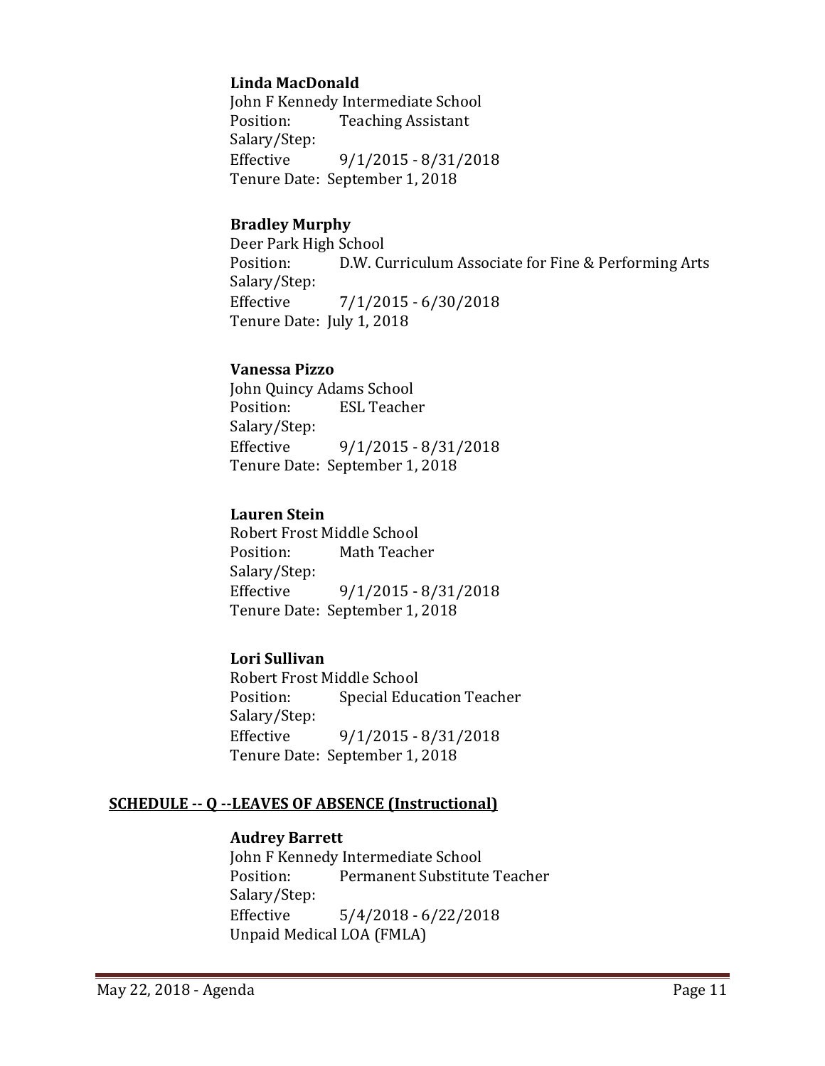**Linda MacDonald**
John F Kennedy Intermediate School
Position: Teaching Assistant
Salary/Step:
Effective 9/1/2015 - 8/31/2018
Tenure Date: September 1, 2018

**Bradley Murphy**
Deer Park High School
Position: D.W. Curriculum Associate for Fine & Performing Arts
Salary/Step:
Effective 7/1/2015 - 6/30/2018
Tenure Date: July 1, 2018

**Vanessa Pizzo**
John Quincy Adams School
Position: ESL Teacher
Salary/Step:
Effective 9/1/2015 - 8/31/2018
Tenure Date: September 1, 2018

**Lauren Stein**
Robert Frost Middle School
Position: Math Teacher
Salary/Step:
Effective 9/1/2015 - 8/31/2018
Tenure Date: September 1, 2018

**Lori Sullivan**
Robert Frost Middle School
Position: Special Education Teacher
Salary/Step:
Effective 9/1/2015 - 8/31/2018
Tenure Date: September 1, 2018

**SCHEDULE -- Q --LEAVES OF ABSENCE (Instructional)**

**Audrey Barrett**
John F Kennedy Intermediate School
Position: Permanent Substitute Teacher
Salary/Step:
Effective 5/4/2018 - 6/22/2018
Unpaid Medical LOA (FMLA)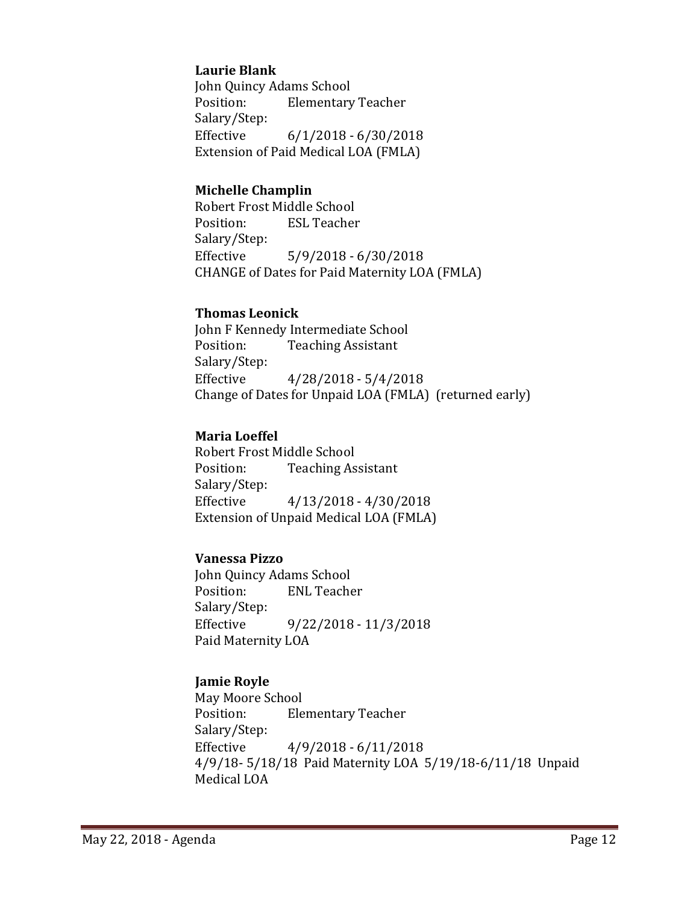**Laurie Blank**
John Quincy Adams School
Position: Elementary Teacher
Salary/Step:
Effective 6/1/2018 - 6/30/2018
Extension of Paid Medical LOA (FMLA)

**Michelle Champlin**
Robert Frost Middle School
Position: ESL Teacher
Salary/Step:
Effective 5/9/2018 - 6/30/2018
CHANGE of Dates for Paid Maternity LOA (FMLA)

**Thomas Leonick**
John F Kennedy Intermediate School
Position: Teaching Assistant
Salary/Step:
Effective 4/28/2018 - 5/4/2018
Change of Dates for Unpaid LOA (FMLA) (returned early)

**Maria Loeffel**
Robert Frost Middle School
Position: Teaching Assistant
Salary/Step:
Effective 4/13/2018 - 4/30/2018
Extension of Unpaid Medical LOA (FMLA)

**Vanessa Pizzo**
John Quincy Adams School
Position: ENL Teacher
Salary/Step:
Effective 9/22/2018 - 11/3/2018
Paid Maternity LOA

**Jamie Royle**
May Moore School
Position: Elementary Teacher
Salary/Step:
Effective 4/9/2018 - 6/11/2018
4/9/18- 5/18/18 Paid Maternity LOA 5/19/18-6/11/18 Unpaid Medical LOA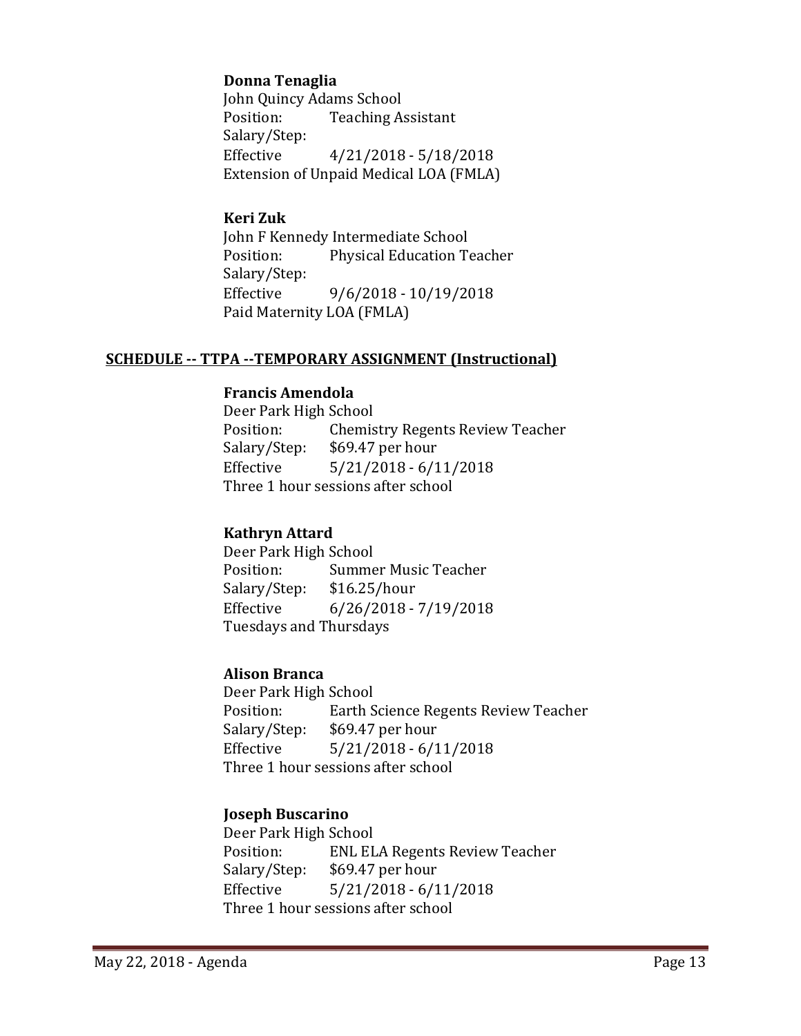**Donna Tenaglia**
John Quincy Adams School
Position: Teaching Assistant
Salary/Step:
Effective 4/21/2018 - 5/18/2018
Extension of Unpaid Medical LOA (FMLA)

**Keri Zuk**
John F Kennedy Intermediate School
Position: Physical Education Teacher
Salary/Step:
Effective 9/6/2018 - 10/19/2018
Paid Maternity LOA (FMLA)

**SCHEDULE -- TTPA --TEMPORARY ASSIGNMENT (Instructional)**

**Francis Amendola**
Deer Park High School
Position: Chemistry Regents Review Teacher
Salary/Step: $69.47 per hour
Effective 5/21/2018 - 6/11/2018
Three 1 hour sessions after school

**Kathryn Attard**
Deer Park High School
Position: Summer Music Teacher
Salary/Step: $16.25/hour
Effective 6/26/2018 - 7/19/2018
Tuesdays and Thursdays

**Alison Branca**
Deer Park High School
Position: Earth Science Regents Review Teacher
Salary/Step: $69.47 per hour
Effective 5/21/2018 - 6/11/2018
Three 1 hour sessions after school

**Joseph Buscarino**
Deer Park High School
Position: ENL ELA Regents Review Teacher
Salary/Step: $69.47 per hour
Effective 5/21/2018 - 6/11/2018
Three 1 hour sessions after school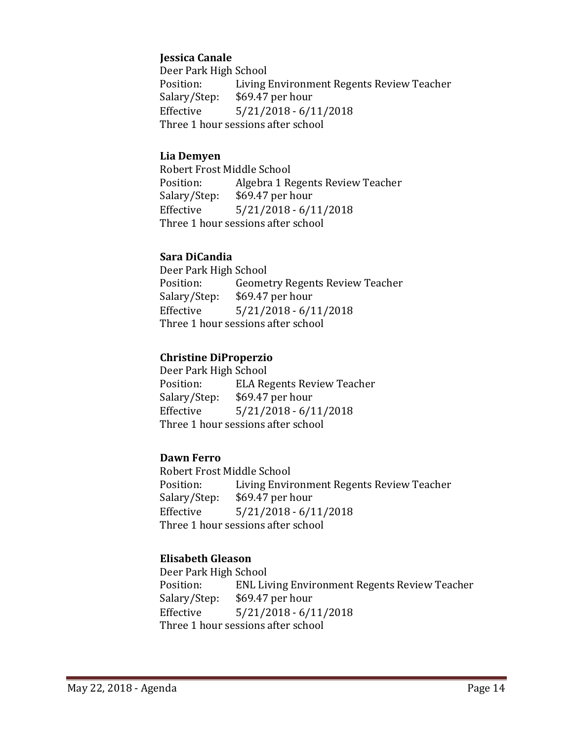**Jessica Canale**
Deer Park High School
Position: Living Environment Regents Review Teacher
Salary/Step: $69.47 per hour
Effective 5/21/2018 - 6/11/2018
Three 1 hour sessions after school

**Lia Demyen**
Robert Frost Middle School
Position: Algebra 1 Regents Review Teacher
Salary/Step: $69.47 per hour
Effective 5/21/2018 - 6/11/2018
Three 1 hour sessions after school

**Sara DiCandia**
Deer Park High School
Position: Geometry Regents Review Teacher
Salary/Step: $69.47 per hour
Effective 5/21/2018 - 6/11/2018
Three 1 hour sessions after school

**Christine DiProperzio**
Deer Park High School
Position: ELA Regents Review Teacher
Salary/Step: $69.47 per hour
Effective 5/21/2018 - 6/11/2018
Three 1 hour sessions after school

**Dawn Ferro**
Robert Frost Middle School
Position: Living Environment Regents Review Teacher
Salary/Step: $69.47 per hour
Effective 5/21/2018 - 6/11/2018
Three 1 hour sessions after school

**Elisabeth Gleason**
Deer Park High School
Position: ENL Living Environment Regents Review Teacher
Salary/Step: $69.47 per hour
Effective 5/21/2018 - 6/11/2018
Three 1 hour sessions after school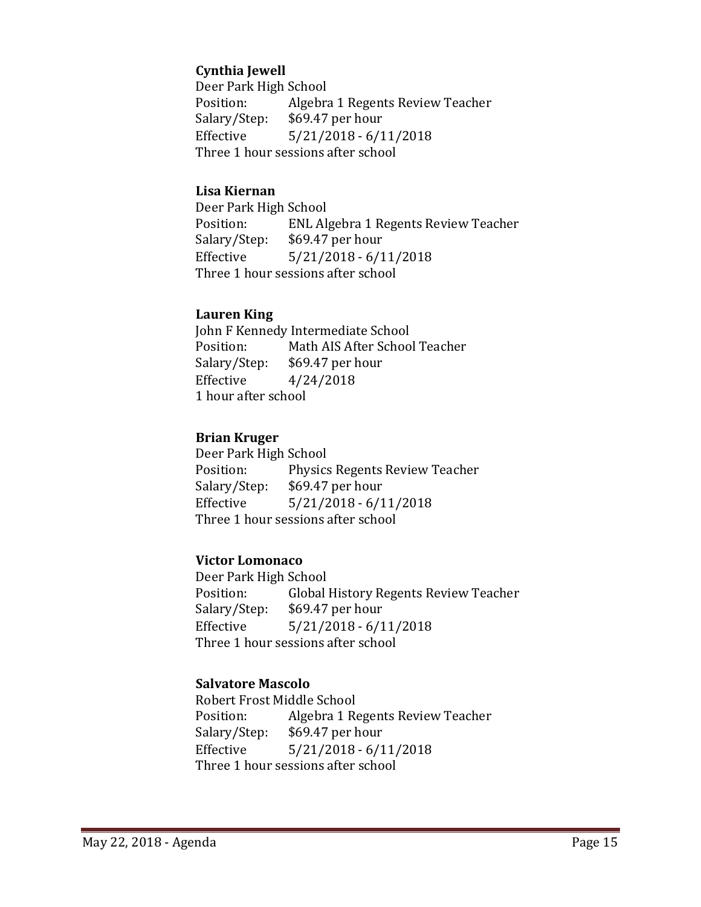**Cynthia Jewell**
Deer Park High School
Position: Algebra 1 Regents Review Teacher
Salary/Step: $69.47 per hour
Effective 5/21/2018 - 6/11/2018
Three 1 hour sessions after school

**Lisa Kiernan**
Deer Park High School
Position: ENL Algebra 1 Regents Review Teacher
Salary/Step: $69.47 per hour
Effective 5/21/2018 - 6/11/2018
Three 1 hour sessions after school

**Lauren King**
John F Kennedy Intermediate School
Position: Math AIS After School Teacher
Salary/Step: $69.47 per hour
Effective 4/24/2018
1 hour after school

**Brian Kruger**
Deer Park High School
Position: Physics Regents Review Teacher
Salary/Step: $69.47 per hour
Effective 5/21/2018 - 6/11/2018
Three 1 hour sessions after school

**Victor Lomonaco**
Deer Park High School
Position: Global History Regents Review Teacher
Salary/Step: $69.47 per hour
Effective 5/21/2018 - 6/11/2018
Three 1 hour sessions after school

**Salvatore Mascolo**
Robert Frost Middle School
Position: Algebra 1 Regents Review Teacher
Salary/Step: $69.47 per hour
Effective 5/21/2018 - 6/11/2018
Three 1 hour sessions after school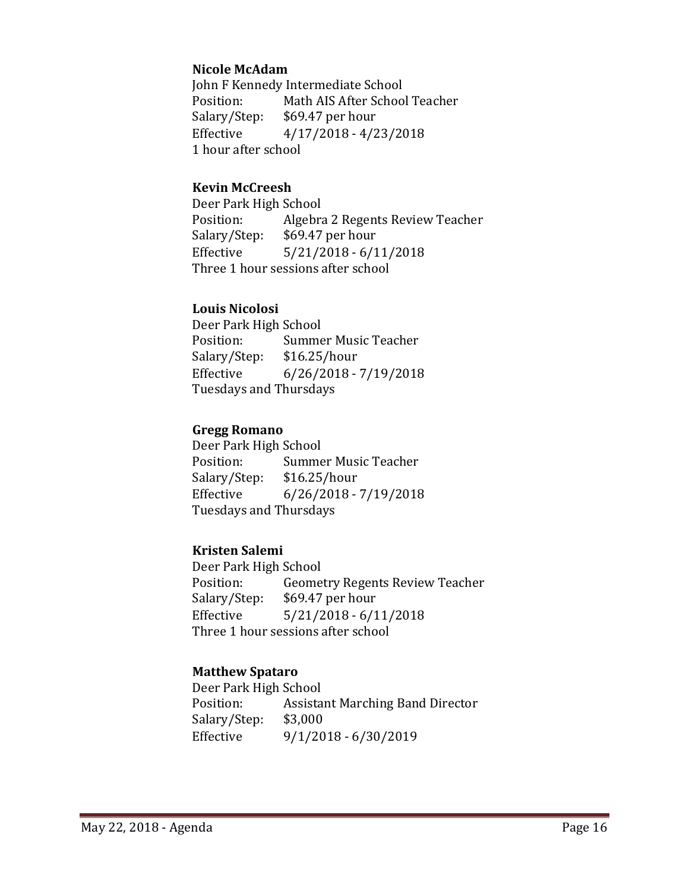**Nicole McAdam**
John F Kennedy Intermediate School
Position: Math AIS After School Teacher
Salary/Step: $69.47 per hour
Effective 4/17/2018 - 4/23/2018
1 hour after school

**Kevin McCreesh**
Deer Park High School
Position: Algebra 2 Regents Review Teacher
Salary/Step: $69.47 per hour
Effective 5/21/2018 - 6/11/2018
Three 1 hour sessions after school

**Louis Nicolosi**
Deer Park High School
Position: Summer Music Teacher
Salary/Step: $16.25/hour
Effective 6/26/2018 - 7/19/2018
Tuesdays and Thursdays

**Gregg Romano**
Deer Park High School
Position: Summer Music Teacher
Salary/Step: $16.25/hour
Effective 6/26/2018 - 7/19/2018
Tuesdays and Thursdays

**Kristen Salemi**
Deer Park High School
Position: Geometry Regents Review Teacher
Salary/Step: $69.47 per hour
Effective 5/21/2018 - 6/11/2018
Three 1 hour sessions after school

**Matthew Spataro**
Deer Park High School
Position: Assistant Marching Band Director
Salary/Step: $3,000
Effective 9/1/2018 - 6/30/2019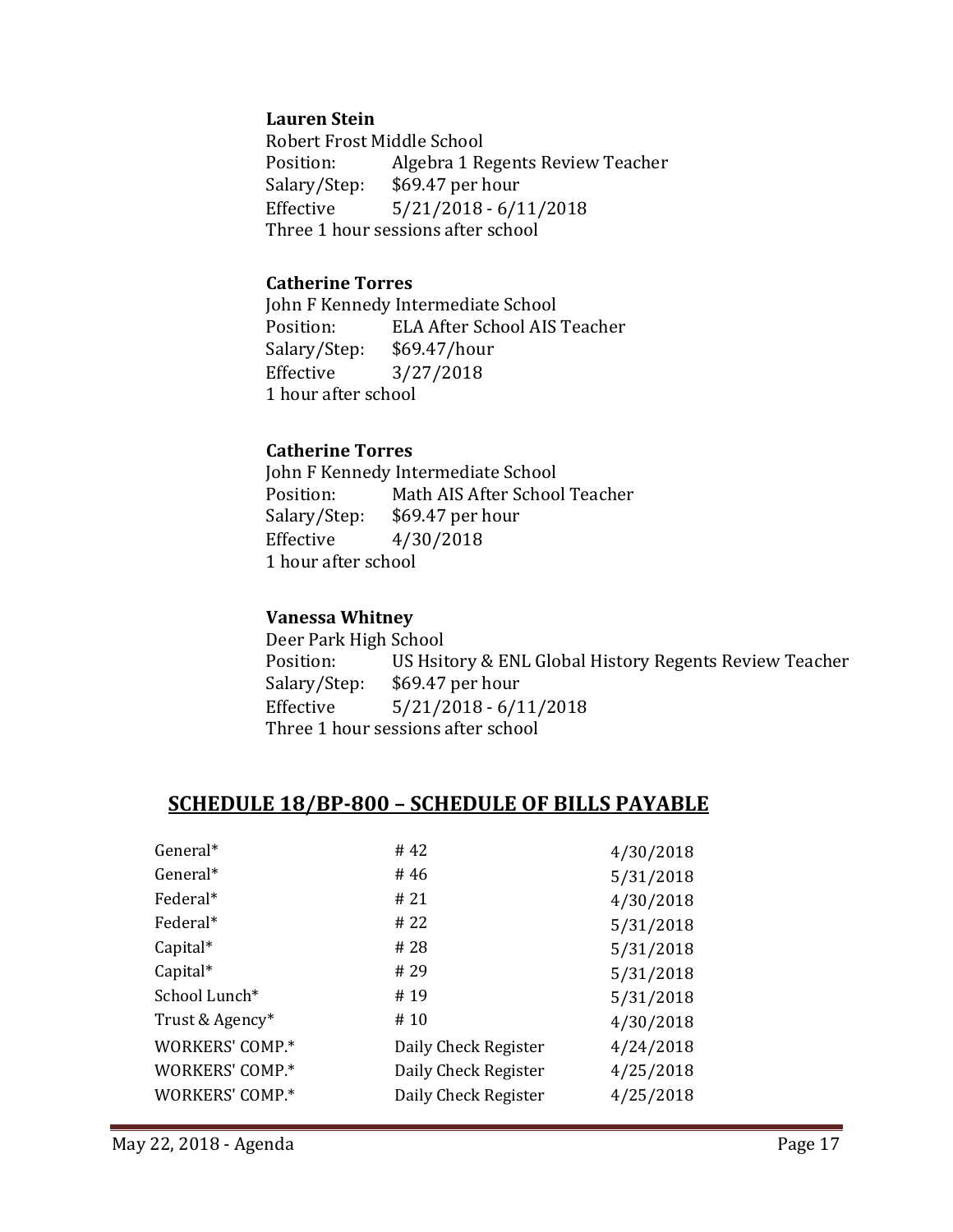**Lauren Stein**
Robert Frost Middle School
Position: Algebra 1 Regents Review Teacher
Salary/Step: $69.47 per hour
Effective 5/21/2018 - 6/11/2018
Three 1 hour sessions after school

**Catherine Torres**
John F Kennedy Intermediate School
Position: ELA After School AIS Teacher
Salary/Step: $69.47/hour
Effective 3/27/2018
1 hour after school

**Catherine Torres**
John F Kennedy Intermediate School
Position: Math AIS After School Teacher
Salary/Step: $69.47 per hour
Effective 4/30/2018
1 hour after school

**Vanessa Whitney**
Deer Park High School
Position: US Hsitory & ENL Global History Regents Review Teacher
Salary/Step: $69.47 per hour
Effective 5/21/2018 - 6/11/2018
Three 1 hour sessions after school

## SCHEDULE 18/BP-800 – SCHEDULE OF BILLS PAYABLE

| | | |
|---|---|---|
| General* | # 42 | 4/30/2018 |
| General* | # 46 | 5/31/2018 |
| Federal* | # 21 | 4/30/2018 |
| Federal* | # 22 | 5/31/2018 |
| Capital* | # 28 | 5/31/2018 |
| Capital* | # 29 | 5/31/2018 |
| School Lunch* | # 19 | 5/31/2018 |
| Trust & Agency* | # 10 | 4/30/2018 |
| WORKERS' COMP.* | Daily Check Register | 4/24/2018 |
| WORKERS' COMP.* | Daily Check Register | 4/25/2018 |
| WORKERS' COMP.* | Daily Check Register | 4/25/2018 |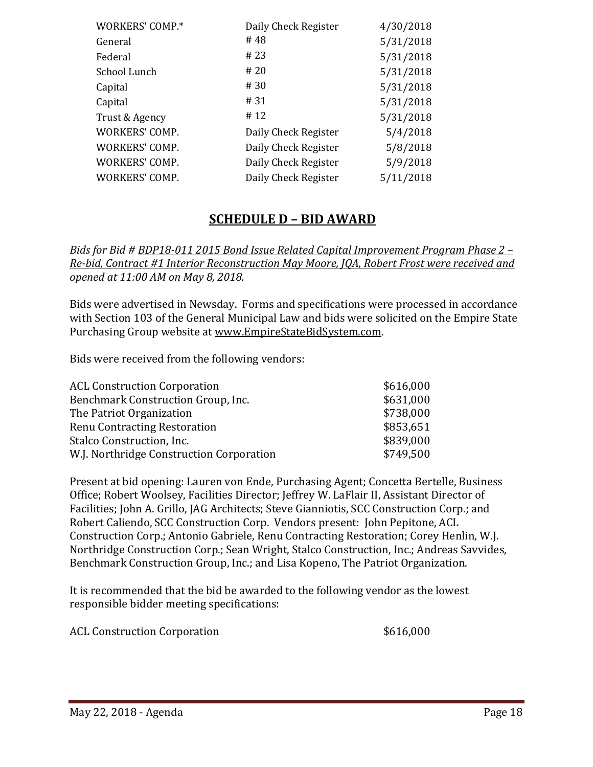| | | |
|---|---|---|
| WORKERS' COMP.* | Daily Check Register | 4/30/2018 |
| General | # 48 | 5/31/2018 |
| Federal | # 23 | 5/31/2018 |
| School Lunch | # 20 | 5/31/2018 |
| Capital | # 30 | 5/31/2018 |
| Capital | # 31 | 5/31/2018 |
| Trust & Agency | # 12 | 5/31/2018 |
| WORKERS' COMP. | Daily Check Register | 5/4/2018 |
| WORKERS' COMP. | Daily Check Register | 5/8/2018 |
| WORKERS' COMP. | Daily Check Register | 5/9/2018 |
| WORKERS' COMP. | Daily Check Register | 5/11/2018 |

## SCHEDULE D – BID AWARD

*Bids for Bid # BDP18-011 2015 Bond Issue Related Capital Improvement Program Phase 2 – Re-bid, Contract #1 Interior Reconstruction May Moore, JQA, Robert Frost were received and opened at 11:00 AM on May 8, 2018.*

Bids were advertised in Newsday. Forms and specifications were processed in accordance with Section 103 of the General Municipal Law and bids were solicited on the Empire State Purchasing Group website at www.EmpireStateBidSystem.com.

Bids were received from the following vendors:

| | |
|---|---|
| ACL Construction Corporation | $616,000 |
| Benchmark Construction Group, Inc. | $631,000 |
| The Patriot Organization | $738,000 |
| Renu Contracting Restoration | $853,651 |
| Stalco Construction, Inc. | $839,000 |
| W.J. Northridge Construction Corporation | $749,500 |

Present at bid opening: Lauren von Ende, Purchasing Agent; Concetta Bertelle, Business Office; Robert Woolsey, Facilities Director; Jeffrey W. LaFlair II, Assistant Director of Facilities; John A. Grillo, JAG Architects; Steve Gianniotis, SCC Construction Corp.; and Robert Caliendo, SCC Construction Corp. Vendors present: John Pepitone, ACL Construction Corp.; Antonio Gabriele, Renu Contracting Restoration; Corey Henlin, W.J. Northridge Construction Corp.; Sean Wright, Stalco Construction, Inc.; Andreas Savvides, Benchmark Construction Group, Inc.; and Lisa Kopeno, The Patriot Organization.

It is recommended that the bid be awarded to the following vendor as the lowest responsible bidder meeting specifications:

| | |
|---|---|
| ACL Construction Corporation | $616,000 |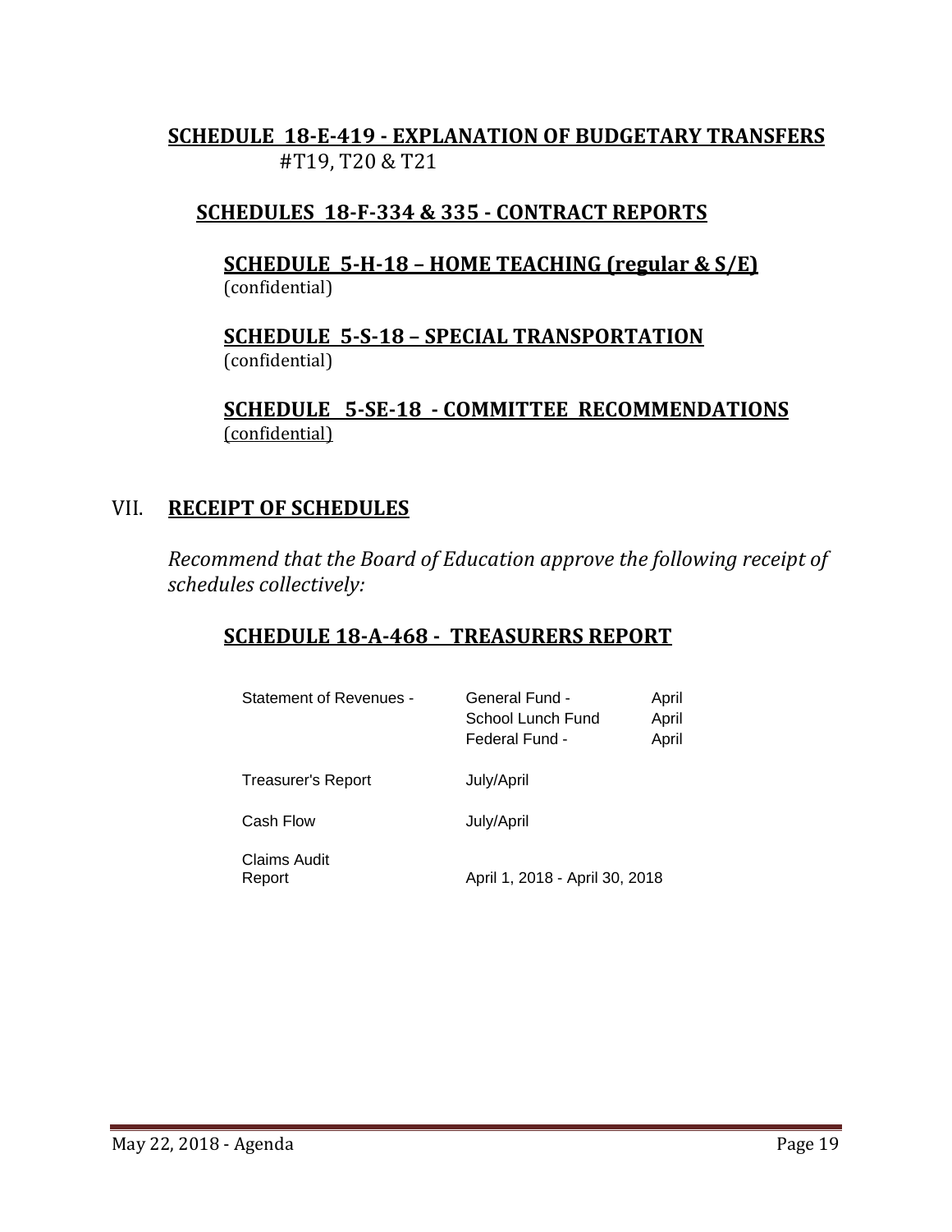**SCHEDULE 18-E-419 - EXPLANATION OF BUDGETARY TRANSFERS**
#T19, T20 & T21

**SCHEDULES 18-F-334 & 335 - CONTRACT REPORTS**

**SCHEDULE 5-H-18 – HOME TEACHING (regular & S/E)**
(confidential)

**SCHEDULE 5-S-18 – SPECIAL TRANSPORTATION**
(confidential)

**SCHEDULE 5-SE-18 - COMMITTEE RECOMMENDATIONS**
(confidential)

## VII. RECEIPT OF SCHEDULES

*Recommend that the Board of Education approve the following receipt of schedules collectively:*

**SCHEDULE 18-A-468 - TREASURERS REPORT**

| | | |
|---|---|---|
| Statement of Revenues - | General Fund - | April |
| | School Lunch Fund | April |
| | Federal Fund - | April |
| Treasurer's Report | July/April | |
| Cash Flow | July/April | |
| Claims Audit Report | April 1, 2018 - April 30, 2018 | |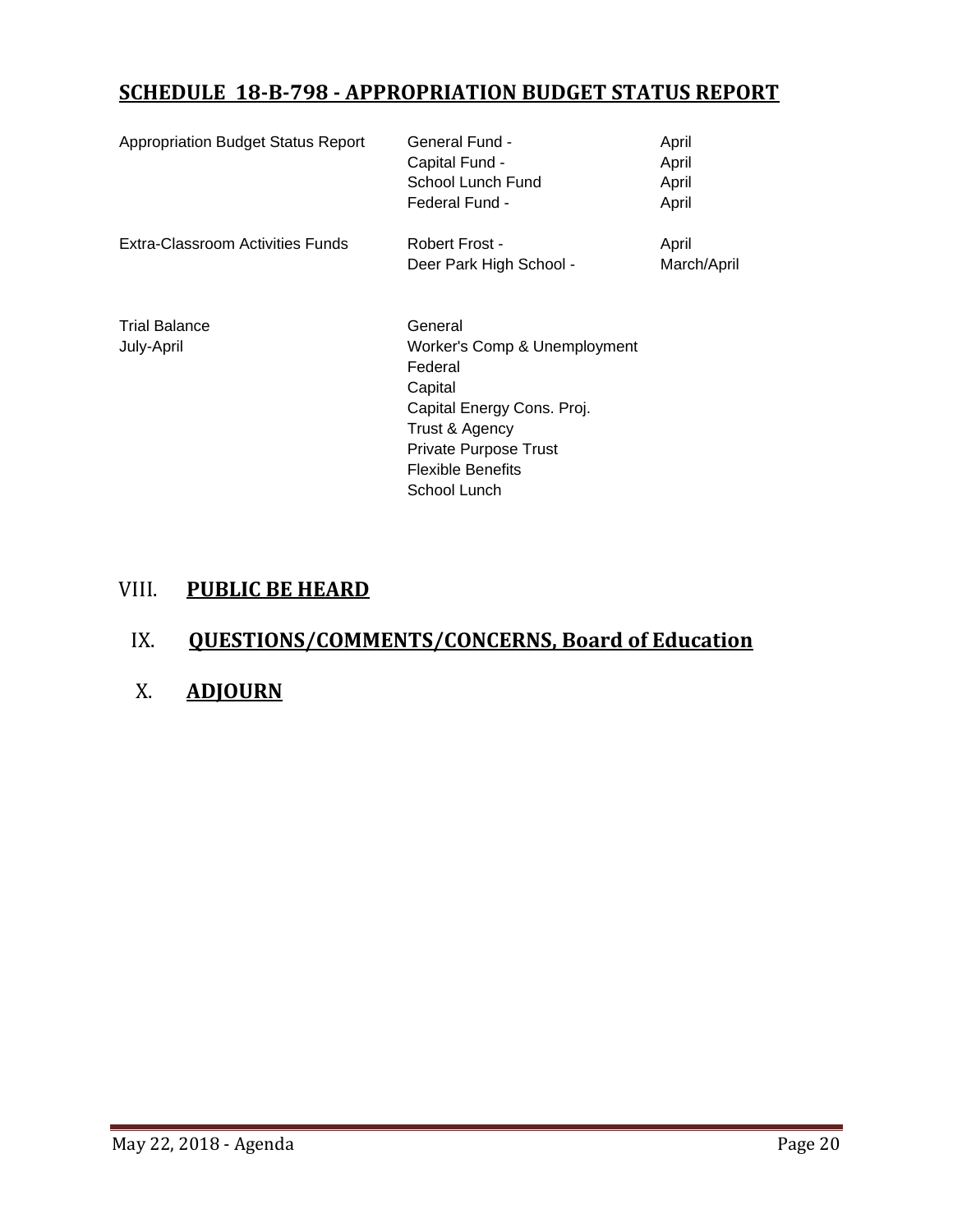## SCHEDULE 18-B-798 - APPROPRIATION BUDGET STATUS REPORT

| | | |
|---|---|---|
| Appropriation Budget Status Report | General Fund - | April |
| | Capital Fund - | April |
| | School Lunch Fund | April |
| | Federal Fund - | April |
| Extra-Classroom Activities Funds | Robert Frost - | April |
| | Deer Park High School - | March/April |
| Trial Balance | General | |
| July-April | Worker's Comp & Unemployment | |
| | Federal | |
| | Capital | |
| | Capital Energy Cons. Proj. | |
| | Trust & Agency | |
| | Private Purpose Trust | |
| | Flexible Benefits | |
| | School Lunch | |

## VIII. PUBLIC BE HEARD

## IX. QUESTIONS/COMMENTS/CONCERNS, Board of Education

## X. ADJOURN